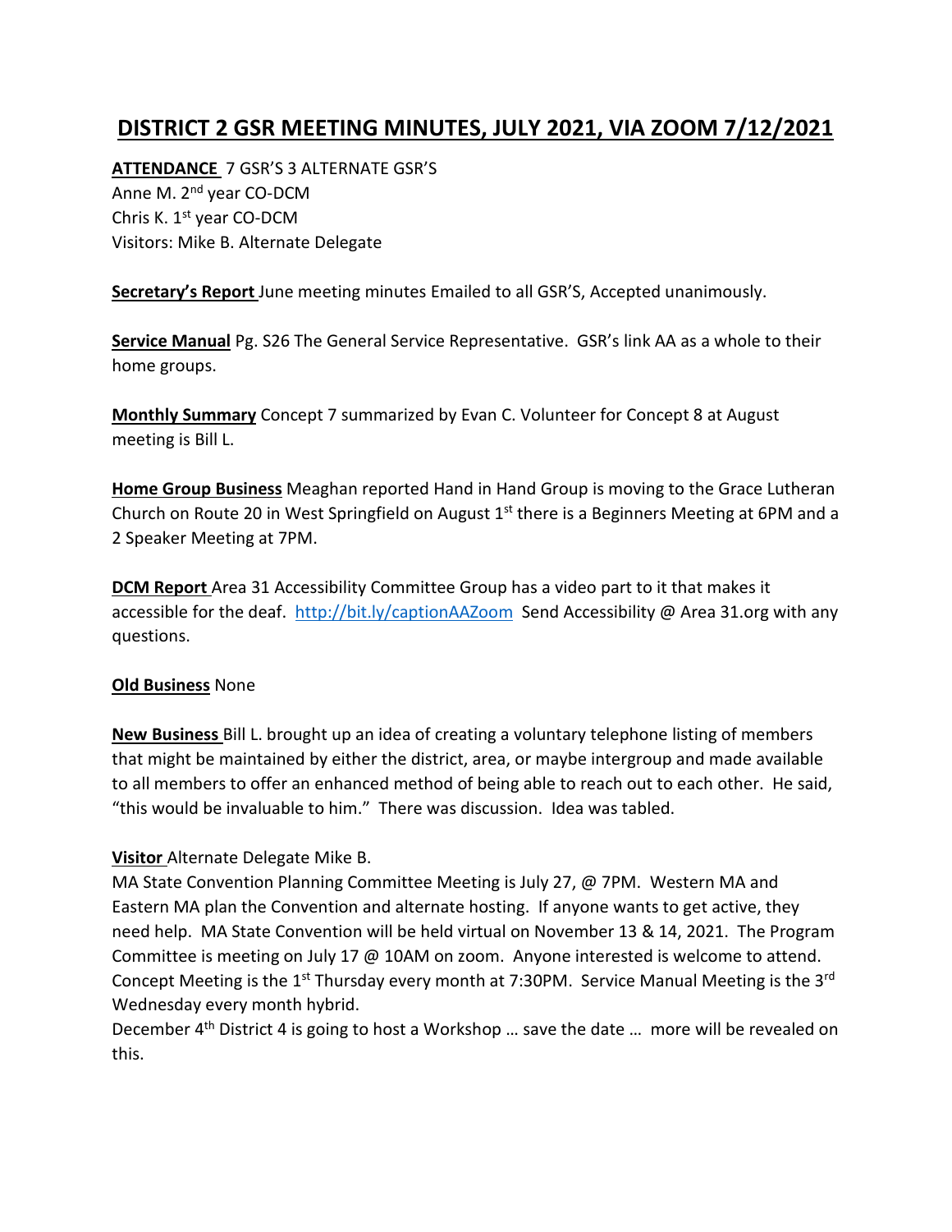# DISTRICT 2 GSR MEETING MINUTES, JULY 2021, VIA ZOOM 7/12/2021

**ATTENDANCE** 7 GSR'S 3 ALTERNATE GSR'S
Anne M. 2nd year CO-DCM
Chris K. 1st year CO-DCM
Visitors: Mike B. Alternate Delegate

**Secretary's Report** June meeting minutes Emailed to all GSR'S, Accepted unanimously.

**Service Manual** Pg. S26 The General Service Representative. GSR's link AA as a whole to their home groups.

**Monthly Summary** Concept 7 summarized by Evan C. Volunteer for Concept 8 at August meeting is Bill L.

**Home Group Business** Meaghan reported Hand in Hand Group is moving to the Grace Lutheran Church on Route 20 in West Springfield on August 1st there is a Beginners Meeting at 6PM and a 2 Speaker Meeting at 7PM.

**DCM Report** Area 31 Accessibility Committee Group has a video part to it that makes it accessible for the deaf. http://bit.ly/captionAAZoom Send Accessibility @ Area 31.org with any questions.

**Old Business** None

**New Business** Bill L. brought up an idea of creating a voluntary telephone listing of members that might be maintained by either the district, area, or maybe intergroup and made available to all members to offer an enhanced method of being able to reach out to each other. He said, "this would be invaluable to him." There was discussion. Idea was tabled.

**Visitor** Alternate Delegate Mike B.
MA State Convention Planning Committee Meeting is July 27, @ 7PM. Western MA and Eastern MA plan the Convention and alternate hosting. If anyone wants to get active, they need help. MA State Convention will be held virtual on November 13 & 14, 2021. The Program Committee is meeting on July 17 @ 10AM on zoom. Anyone interested is welcome to attend. Concept Meeting is the 1st Thursday every month at 7:30PM. Service Manual Meeting is the 3rd Wednesday every month hybrid.
December 4th District 4 is going to host a Workshop … save the date … more will be revealed on this.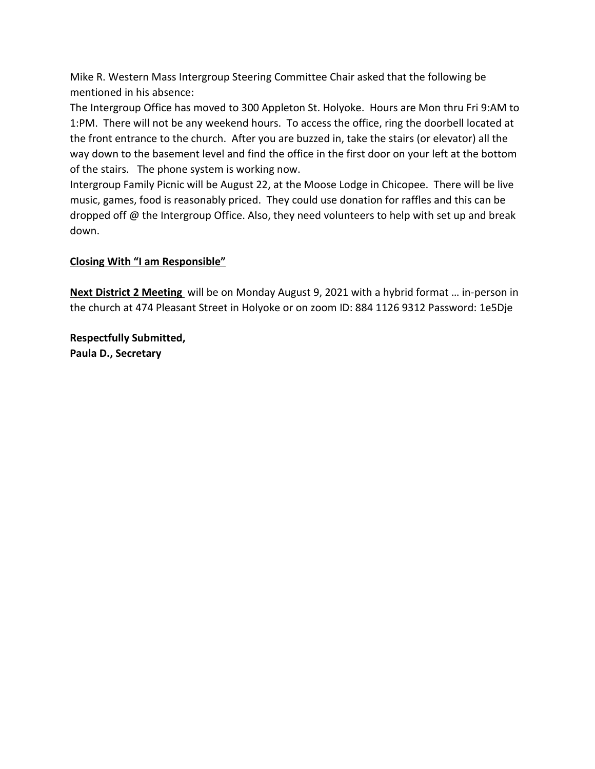Mike R. Western Mass Intergroup Steering Committee Chair asked that the following be mentioned in his absence:

The Intergroup Office has moved to 300 Appleton St. Holyoke. Hours are Mon thru Fri 9:AM to 1:PM. There will not be any weekend hours. To access the office, ring the doorbell located at the front entrance to the church. After you are buzzed in, take the stairs (or elevator) all the way down to the basement level and find the office in the first door on your left at the bottom of the stairs. The phone system is working now.

Intergroup Family Picnic will be August 22, at the Moose Lodge in Chicopee. There will be live music, games, food is reasonably priced. They could use donation for raffles and this can be dropped off @ the Intergroup Office. Also, they need volunteers to help with set up and break down.

**Closing With "I am Responsible"**

**Next District 2 Meeting** will be on Monday August 9, 2021 with a hybrid format … in-person in the church at 474 Pleasant Street in Holyoke or on zoom ID: 884 1126 9312 Password: 1e5Dje

**Respectfully Submitted,**
**Paula D., Secretary**